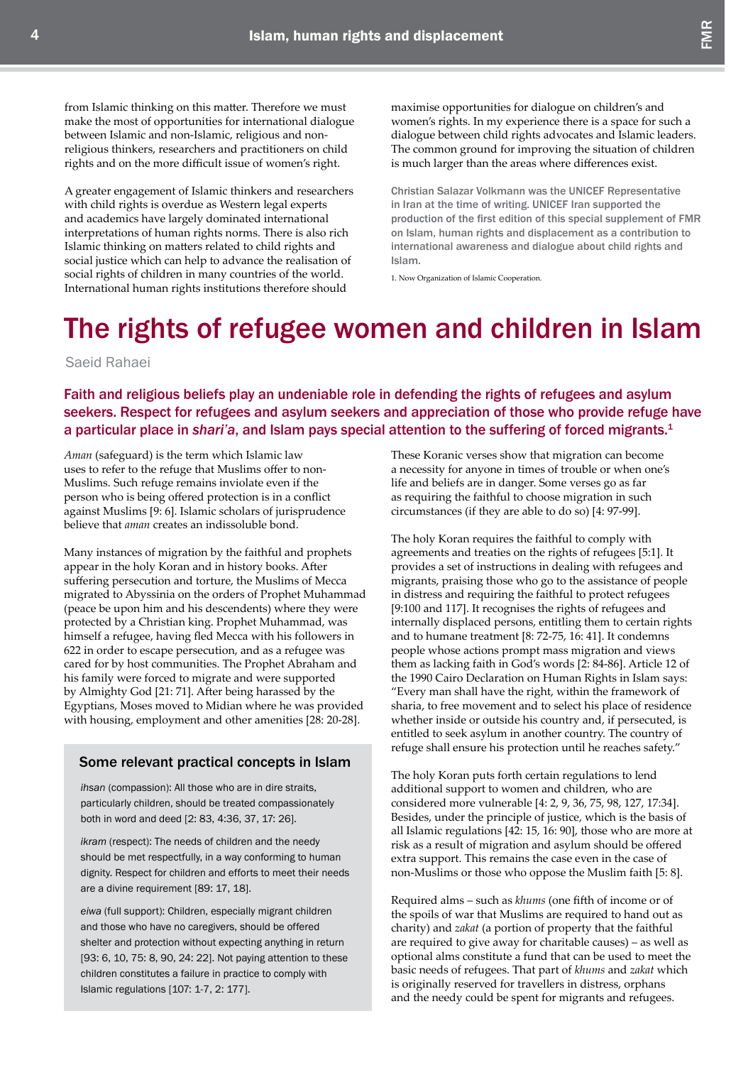from Islamic thinking on this matter. Therefore we must make the most of opportunities for international dialogue between Islamic and non-Islamic, religious and non-religious thinkers, researchers and practitioners on child rights and on the more difficult issue of women's right.

A greater engagement of Islamic thinkers and researchers with child rights is overdue as Western legal experts and academics have largely dominated international interpretations of human rights norms. There is also rich Islamic thinking on matters related to child rights and social justice which can help to advance the realisation of social rights of children in many countries of the world. International human rights institutions therefore should maximise opportunities for dialogue on children's and women's rights. In my experience there is a space for such a dialogue between child rights advocates and Islamic leaders. The common ground for improving the situation of children is much larger than the areas where differences exist.

Christian Salazar Volkmann was the UNICEF Representative in Iran at the time of writing. UNICEF Iran supported the production of the first edition of this special supplement of FMR on Islam, human rights and displacement as a contribution to international awareness and dialogue about child rights and Islam.

1. Now Organization of Islamic Cooperation.

# The rights of refugee women and children in Islam

Saeid Rahaei

**Faith and religious beliefs play an undeniable role in defending the rights of refugees and asylum seekers. Respect for refugees and asylum seekers and appreciation of those who provide refuge have a particular place in *shari'a*, and Islam pays special attention to the suffering of forced migrants.[1]**

*Aman* (safeguard) is the term which Islamic law uses to refer to the refuge that Muslims offer to non-Muslims. Such refuge remains inviolate even if the person who is being offered protection is in a conflict against Muslims [9: 6]. Islamic scholars of jurisprudence believe that *aman* creates an indissoluble bond.

Many instances of migration by the faithful and prophets appear in the holy Koran and in history books. After suffering persecution and torture, the Muslims of Mecca migrated to Abyssinia on the orders of Prophet Muhammad (peace be upon him and his descendents) where they were protected by a Christian king. Prophet Muhammad, was himself a refugee, having fled Mecca with his followers in 622 in order to escape persecution, and as a refugee was cared for by host communities. The Prophet Abraham and his family were forced to migrate and were supported by Almighty God [21: 71]. After being harassed by the Egyptians, Moses moved to Midian where he was provided with housing, employment and other amenities [28: 20-28].

### Some relevant practical concepts in Islam

*ihsan* (compassion): All those who are in dire straits, particularly children, should be treated compassionately both in word and deed [2: 83, 4:36, 37, 17: 26].

*ikram* (respect): The needs of children and the needy should be met respectfully, in a way conforming to human dignity. Respect for children and efforts to meet their needs are a divine requirement [89: 17, 18].

*eiwa* (full support): Children, especially migrant children and those who have no caregivers, should be offered shelter and protection without expecting anything in return [93: 6, 10, 75: 8, 90, 24: 22]. Not paying attention to these children constitutes a failure in practice to comply with Islamic regulations [107: 1-7, 2: 177].

These Koranic verses show that migration can become a necessity for anyone in times of trouble or when one's life and beliefs are in danger. Some verses go as far as requiring the faithful to choose migration in such circumstances (if they are able to do so) [4: 97-99].

The holy Koran requires the faithful to comply with agreements and treaties on the rights of refugees [5:1]. It provides a set of instructions in dealing with refugees and migrants, praising those who go to the assistance of people in distress and requiring the faithful to protect refugees [9:100 and 117]. It recognises the rights of refugees and internally displaced persons, entitling them to certain rights and to humane treatment [8: 72-75, 16: 41]. It condemns people whose actions prompt mass migration and views them as lacking faith in God's words [2: 84-86]. Article 12 of the 1990 Cairo Declaration on Human Rights in Islam says: "Every man shall have the right, within the framework of sharia, to free movement and to select his place of residence whether inside or outside his country and, if persecuted, is entitled to seek asylum in another country. The country of refuge shall ensure his protection until he reaches safety."

The holy Koran puts forth certain regulations to lend additional support to women and children, who are considered more vulnerable [4: 2, 9, 36, 75, 98, 127, 17:34]. Besides, under the principle of justice, which is the basis of all Islamic regulations [42: 15, 16: 90], those who are more at risk as a result of migration and asylum should be offered extra support. This remains the case even in the case of non-Muslims or those who oppose the Muslim faith [5: 8].

Required alms – such as *khums* (one fifth of income or of the spoils of war that Muslims are required to hand out as charity) and *zakat* (a portion of property that the faithful are required to give away for charitable causes) – as well as optional alms constitute a fund that can be used to meet the basic needs of refugees. That part of *khums* and *zakat* which is originally reserved for travellers in distress, orphans and the needy could be spent for migrants and refugees.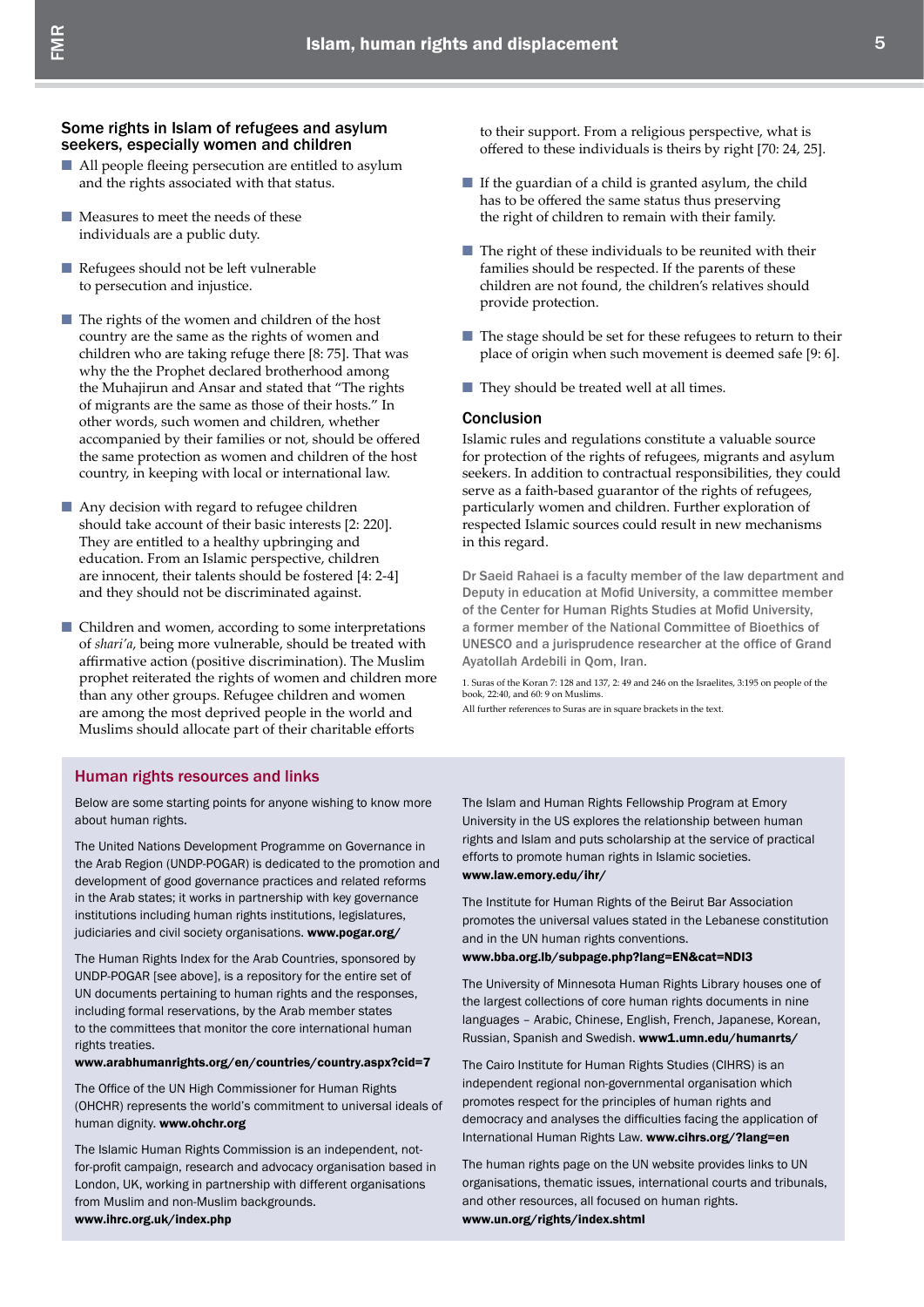### Some rights in Islam of refugees and asylum seekers, especially women and children

- All people fleeing persecution are entitled to asylum and the rights associated with that status.
- Measures to meet the needs of these individuals are a public duty.
- Refugees should not be left vulnerable to persecution and injustice.
- The rights of the women and children of the host country are the same as the rights of women and children who are taking refuge there [8: 75]. That was why the the Prophet declared brotherhood among the Muhajirun and Ansar and stated that "The rights of migrants are the same as those of their hosts." In other words, such women and children, whether accompanied by their families or not, should be offered the same protection as women and children of the host country, in keeping with local or international law.
- Any decision with regard to refugee children should take account of their basic interests [2: 220]. They are entitled to a healthy upbringing and education. From an Islamic perspective, children are innocent, their talents should be fostered [4: 2-4] and they should not be discriminated against.
- Children and women, according to some interpretations of *shari'a*, being more vulnerable, should be treated with affirmative action (positive discrimination). The Muslim prophet reiterated the rights of women and children more than any other groups. Refugee children and women are among the most deprived people in the world and Muslims should allocate part of their charitable efforts to their support. From a religious perspective, what is offered to these individuals is theirs by right [70: 24, 25].
- If the guardian of a child is granted asylum, the child has to be offered the same status thus preserving the right of children to remain with their family.
- The right of these individuals to be reunited with their families should be respected. If the parents of these children are not found, the children's relatives should provide protection.
- The stage should be set for these refugees to return to their place of origin when such movement is deemed safe [9: 6].
- They should be treated well at all times.

### Conclusion

Islamic rules and regulations constitute a valuable source for protection of the rights of refugees, migrants and asylum seekers. In addition to contractual responsibilities, they could serve as a faith-based guarantor of the rights of refugees, particularly women and children. Further exploration of respected Islamic sources could result in new mechanisms in this regard.

**Dr Saeid Rahaei is a faculty member of the law department and Deputy in education at Mofid University, a committee member of the Center for Human Rights Studies at Mofid University, a former member of the National Committee of Bioethics of UNESCO and a jurisprudence researcher at the office of Grand Ayatollah Ardebili in Qom, Iran.**

1. Suras of the Koran 7: 128 and 137, 2: 49 and 246 on the Israelites, 3:195 on people of the book, 22:40, and 60: 9 on Muslims.

All further references to Suras are in square brackets in the text.

## Human rights resources and links

Below are some starting points for anyone wishing to know more about human rights.

The United Nations Development Programme on Governance in the Arab Region (UNDP-POGAR) is dedicated to the promotion and development of good governance practices and related reforms in the Arab states; it works in partnership with key governance institutions including human rights institutions, legislatures, judiciaries and civil society organisations. **www.pogar.org/**

The Human Rights Index for the Arab Countries, sponsored by UNDP-POGAR [see above], is a repository for the entire set of UN documents pertaining to human rights and the responses, including formal reservations, by the Arab member states to the committees that monitor the core international human rights treaties.
**www.arabhumanrights.org/en/countries/country.aspx?cid=7**

The Office of the UN High Commissioner for Human Rights (OHCHR) represents the world's commitment to universal ideals of human dignity. **www.ohchr.org**

The Islamic Human Rights Commission is an independent, not-for-profit campaign, research and advocacy organisation based in London, UK, working in partnership with different organisations from Muslim and non-Muslim backgrounds.
**www.ihrc.org.uk/index.php**

The Islam and Human Rights Fellowship Program at Emory University in the US explores the relationship between human rights and Islam and puts scholarship at the service of practical efforts to promote human rights in Islamic societies.
**www.law.emory.edu/ihr/**

The Institute for Human Rights of the Beirut Bar Association promotes the universal values stated in the Lebanese constitution and in the UN human rights conventions.
**www.bba.org.lb/subpage.php?lang=EN&cat=NDI3**

The University of Minnesota Human Rights Library houses one of the largest collections of core human rights documents in nine languages – Arabic, Chinese, English, French, Japanese, Korean, Russian, Spanish and Swedish. **www1.umn.edu/humanrts/**

The Cairo Institute for Human Rights Studies (CIHRS) is an independent regional non-governmental organisation which promotes respect for the principles of human rights and democracy and analyses the difficulties facing the application of International Human Rights Law. **www.cihrs.org/?lang=en**

The human rights page on the UN website provides links to UN organisations, thematic issues, international courts and tribunals, and other resources, all focused on human rights.
**www.un.org/rights/index.shtml**